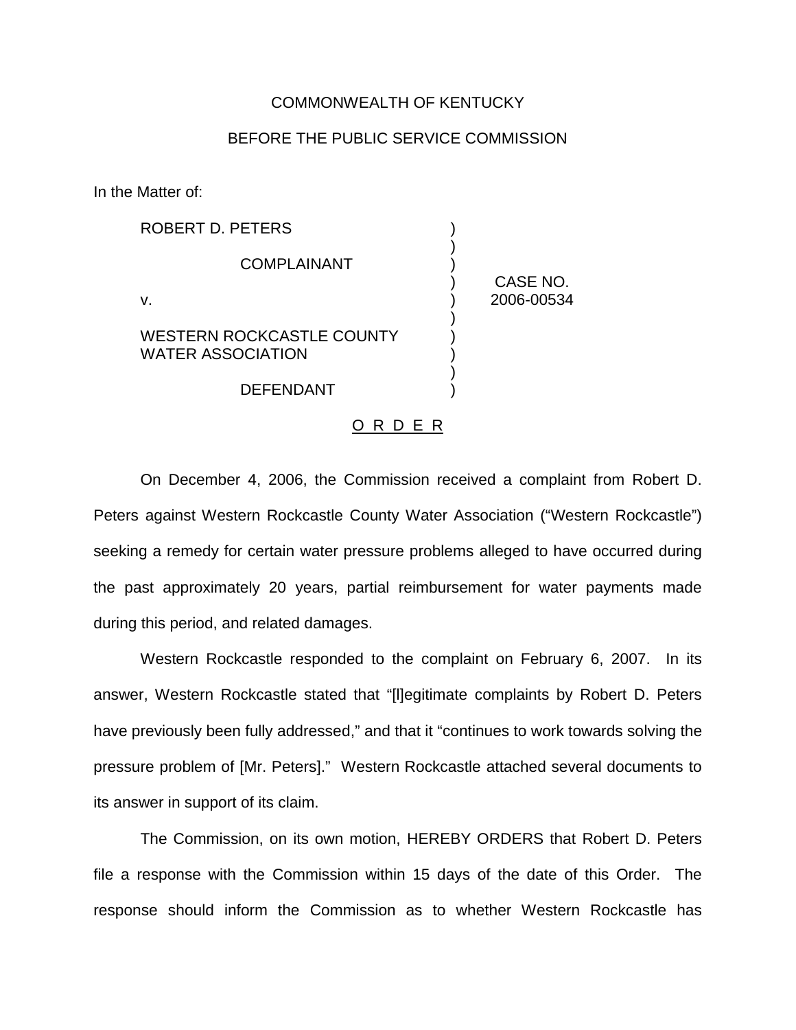COMMONWEALTH OF KENTUCKY

BEFORE THE PUBLIC SERVICE COMMISSION

In the Matter of:

| | | |
|---|---|---|
| ROBERT D. PETERS<br><br>COMPLAINANT<br><br>v.<br><br>WESTERN ROCKCASTLE COUNTY WATER ASSOCIATION<br><br>DEFENDANT | ) | CASE NO. 2006-00534 |

O R D E R

On December 4, 2006, the Commission received a complaint from Robert D. Peters against Western Rockcastle County Water Association ("Western Rockcastle") seeking a remedy for certain water pressure problems alleged to have occurred during the past approximately 20 years, partial reimbursement for water payments made during this period, and related damages.

Western Rockcastle responded to the complaint on February 6, 2007. In its answer, Western Rockcastle stated that "[l]egitimate complaints by Robert D. Peters have previously been fully addressed," and that it "continues to work towards solving the pressure problem of [Mr. Peters]." Western Rockcastle attached several documents to its answer in support of its claim.

The Commission, on its own motion, HEREBY ORDERS that Robert D. Peters file a response with the Commission within 15 days of the date of this Order. The response should inform the Commission as to whether Western Rockcastle has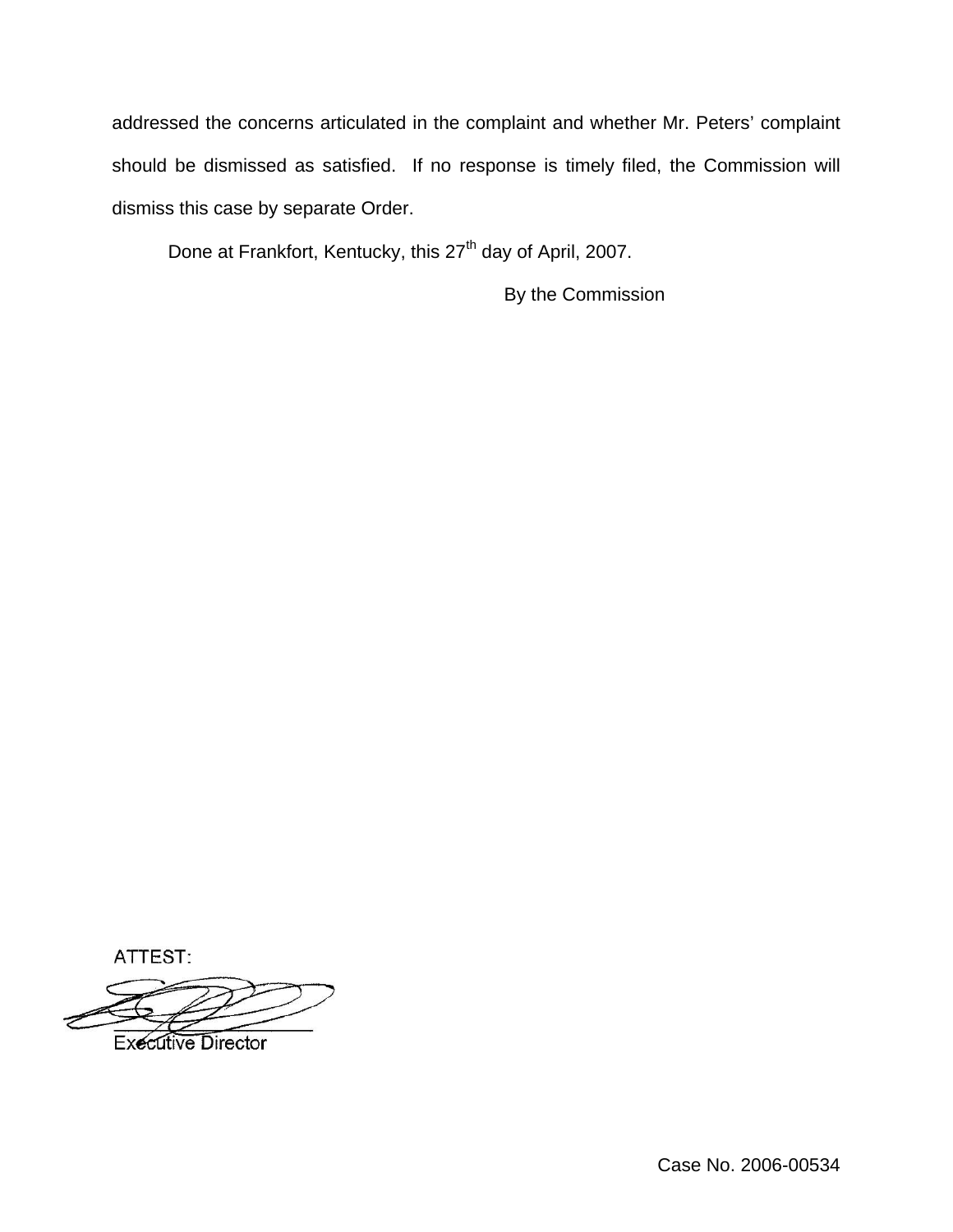addressed the concerns articulated in the complaint and whether Mr. Peters' complaint should be dismissed as satisfied. If no response is timely filed, the Commission will dismiss this case by separate Order.

Done at Frankfort, Kentucky, this 27th day of April, 2007.

By the Commission

ATTEST:

Executive Director

Case No. 2006-00534